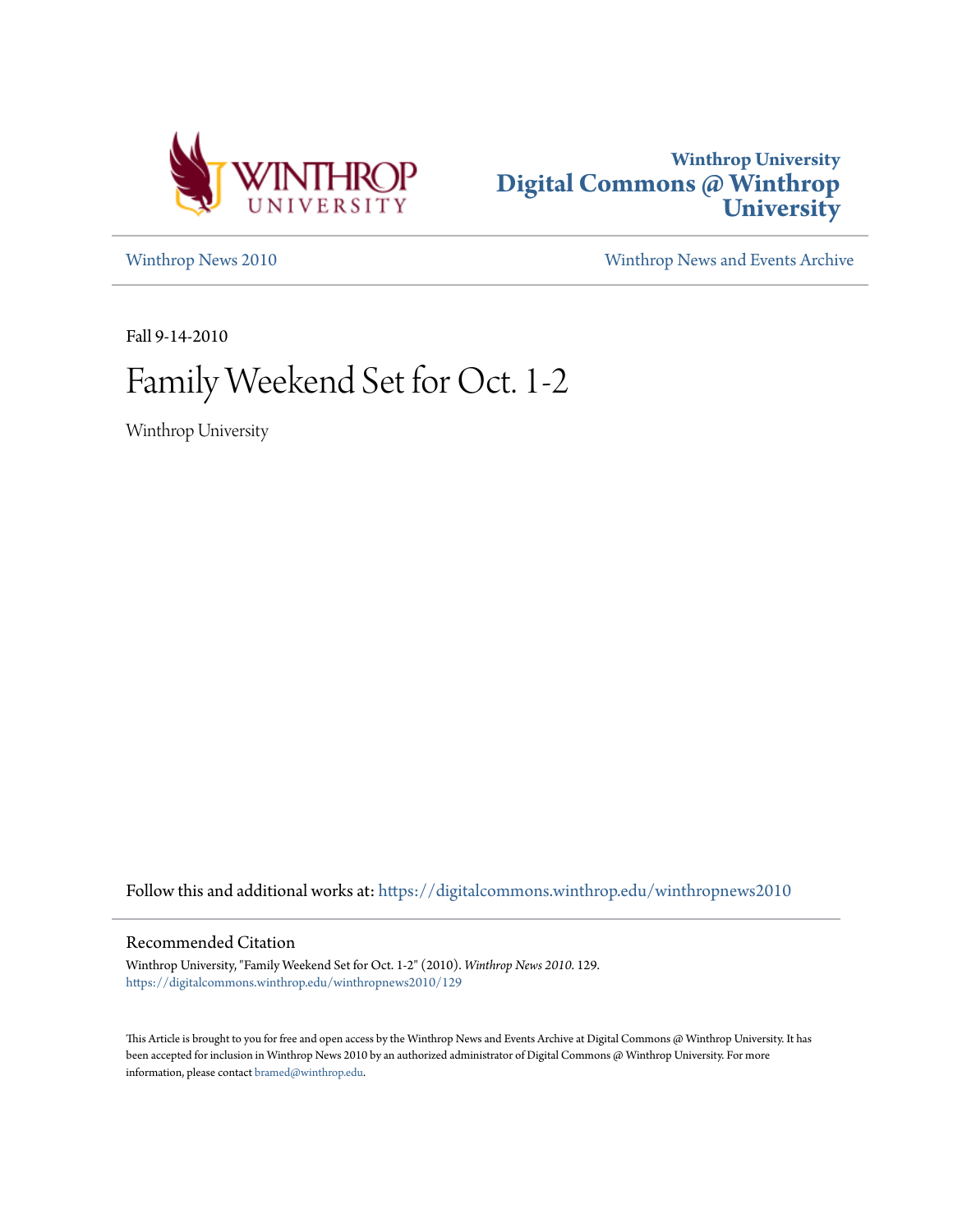Winthrop University
**Digital Commons @ Winthrop University**

Winthrop News 2010 | Winthrop News and Events Archive

Fall 9-14-2010

# Family Weekend Set for Oct. 1-2

Winthrop University

Follow this and additional works at: https://digitalcommons.winthrop.edu/winthropnews2010

## Recommended Citation

Winthrop University, "Family Weekend Set for Oct. 1-2" (2010). *Winthrop News 2010*. 129.
https://digitalcommons.winthrop.edu/winthropnews2010/129

This Article is brought to you for free and open access by the Winthrop News and Events Archive at Digital Commons @ Winthrop University. It has been accepted for inclusion in Winthrop News 2010 by an authorized administrator of Digital Commons @ Winthrop University. For more information, please contact bramed@winthrop.edu.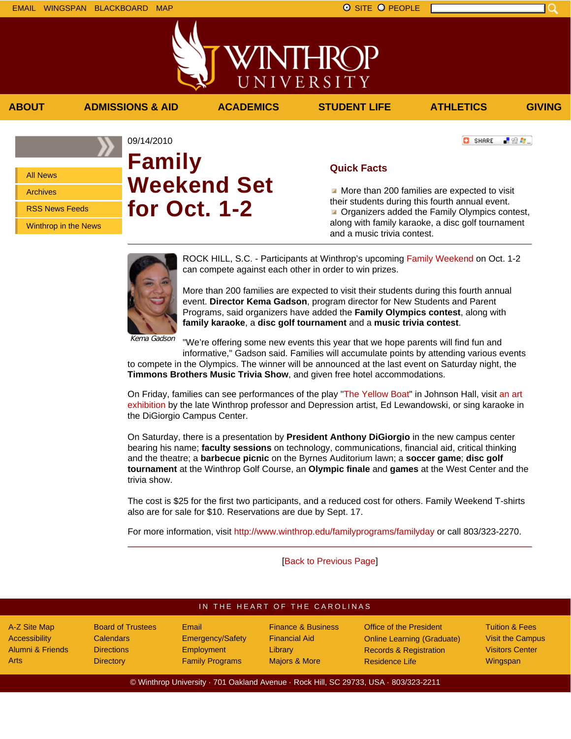EMAIL WINGSPAN BLACKBOARD MAP

SITE PEOPLE

WINTHROP UNIVERSITY

ABOUT ADMISSIONS & AID ACADEMICS STUDENT LIFE ATHLETICS GIVING

- All News
- Archives
- RSS News Feeds
- Winthrop in the News

09/14/2010

SHARE

# Family Weekend Set for Oct. 1-2

## Quick Facts

- More than 200 families are expected to visit their students during this fourth annual event.
- Organizers added the Family Olympics contest, along with family karaoke, a disc golf tournament and a music trivia contest.

---

Kema Gadson

ROCK HILL, S.C. - Participants at Winthrop's upcoming Family Weekend on Oct. 1-2 can compete against each other in order to win prizes.

More than 200 families are expected to visit their students during this fourth annual event. **Director Kema Gadson**, program director for New Students and Parent Programs, said organizers have added the **Family Olympics contest**, along with **family karaoke**, a **disc golf tournament** and a **music trivia contest**.

"We're offering some new events this year that we hope parents will find fun and informative," Gadson said. Families will accumulate points by attending various events to compete in the Olympics. The winner will be announced at the last event on Saturday night, the **Timmons Brothers Music Trivia Show**, and given free hotel accommodations.

On Friday, families can see performances of the play "The Yellow Boat" in Johnson Hall, visit an art exhibition by the late Winthrop professor and Depression artist, Ed Lewandowski, or sing karaoke in the DiGiorgio Campus Center.

On Saturday, there is a presentation by **President Anthony DiGiorgio** in the new campus center bearing his name; **faculty sessions** on technology, communications, financial aid, critical thinking and the theatre; a **barbecue picnic** on the Byrnes Auditorium lawn; a **soccer game**; **disc golf tournament** at the Winthrop Golf Course, an **Olympic finale** and **games** at the West Center and the trivia show.

The cost is $25 for the first two participants, and a reduced cost for others. Family Weekend T-shirts also are for sale for $10. Reservations are due by Sept. 17.

For more information, visit http://www.winthrop.edu/familyprograms/familyday or call 803/323-2270.

---

[Back to Previous Page]

IN THE HEART OF THE CAROLINAS

| | | | | | |
|---|---|---|---|---|---|
| A-Z Site Map | Board of Trustees | Email | Finance & Business | Office of the President | Tuition & Fees |
| Accessibility | Calendars | Emergency/Safety | Financial Aid | Online Learning (Graduate) | Visit the Campus |
| Alumni & Friends | Directions | Employment | Library | Records & Registration | Visitors Center |
| Arts | Directory | Family Programs | Majors & More | Residence Life | Wingspan |

© Winthrop University · 701 Oakland Avenue · Rock Hill, SC 29733, USA · 803/323-2211